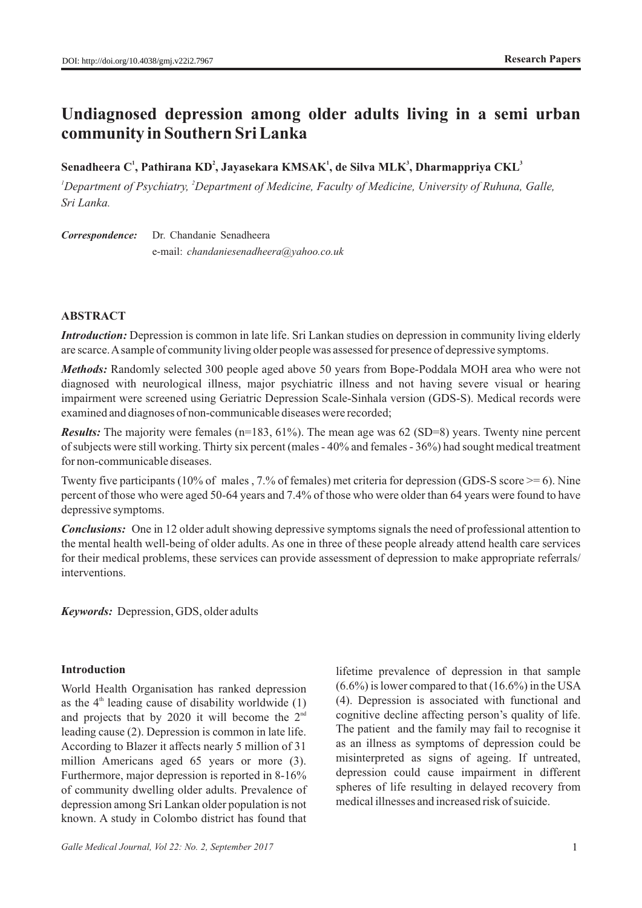DOI: http://doi.org/10.4038/gmj.v22i2.7967

**Research Papers**

# Undiagnosed depression among older adults living in a semi urban community in Southern Sri Lanka

**Senadheera C[1], Pathirana KD[2], Jayasekara KMSAK[1], de Silva MLK[3], Dharmappriya CKL[3]**

*[1]Department of Psychiatry, [2]Department of Medicine, Faculty of Medicine, University of Ruhuna, Galle, Sri Lanka.*

***Correspondence:*** Dr. Chandanie Senadheera
e-mail: *chandaniesenadheera@yahoo.co.uk*

## ABSTRACT

***Introduction:*** Depression is common in late life. Sri Lankan studies on depression in community living elderly are scarce. A sample of community living older people was assessed for presence of depressive symptoms.

***Methods:*** Randomly selected 300 people aged above 50 years from Bope-Poddala MOH area who were not diagnosed with neurological illness, major psychiatric illness and not having severe visual or hearing impairment were screened using Geriatric Depression Scale-Sinhala version (GDS-S). Medical records were examined and diagnoses of non-communicable diseases were recorded;

***Results:*** The majority were females (n=183, 61%). The mean age was 62 (SD=8) years. Twenty nine percent of subjects were still working. Thirty six percent (males - 40% and females - 36%) had sought medical treatment for non-communicable diseases.

Twenty five participants (10% of males , 7.% of females) met criteria for depression (GDS-S score >= 6). Nine percent of those who were aged 50-64 years and 7.4% of those who were older than 64 years were found to have depressive symptoms.

***Conclusions:*** One in 12 older adult showing depressive symptoms signals the need of professional attention to the mental health well-being of older adults. As one in three of these people already attend health care services for their medical problems, these services can provide assessment of depression to make appropriate referrals/ interventions.

***Keywords:*** Depression, GDS, older adults

### Introduction

World Health Organisation has ranked depression as the 4th leading cause of disability worldwide (1) and projects that by 2020 it will become the 2nd leading cause (2). Depression is common in late life. According to Blazer it affects nearly 5 million of 31 million Americans aged 65 years or more (3). Furthermore, major depression is reported in 8-16% of community dwelling older adults. Prevalence of depression among Sri Lankan older population is not known. A study in Colombo district has found that lifetime prevalence of depression in that sample (6.6%) is lower compared to that (16.6%) in the USA (4). Depression is associated with functional and cognitive decline affecting person's quality of life. The patient and the family may fail to recognise it as an illness as symptoms of depression could be misinterpreted as signs of ageing. If untreated, depression could cause impairment in different spheres of life resulting in delayed recovery from medical illnesses and increased risk of suicide.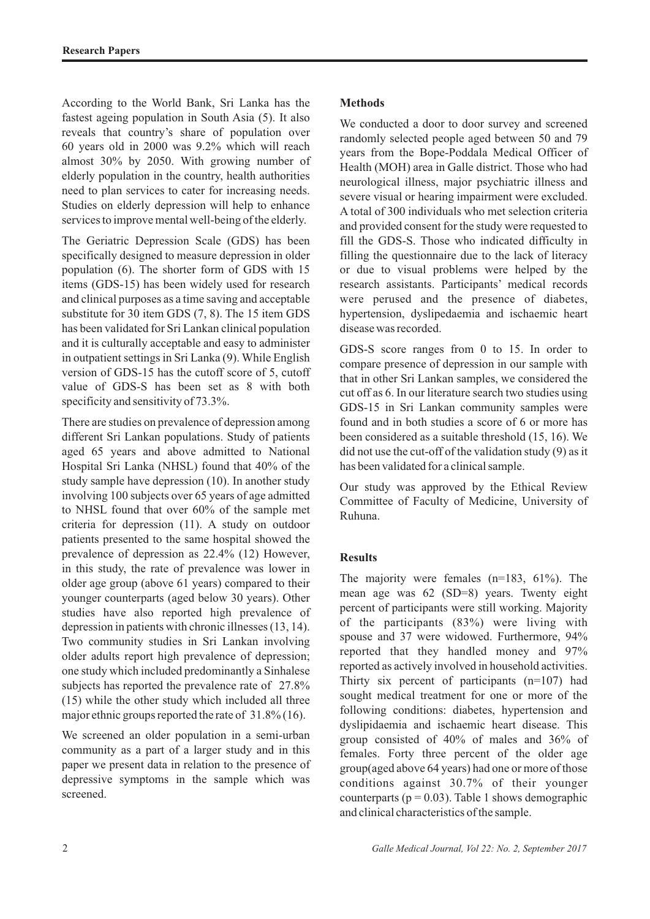According to the World Bank, Sri Lanka has the fastest ageing population in South Asia (5). It also reveals that country's share of population over 60 years old in 2000 was 9.2% which will reach almost 30% by 2050. With growing number of elderly population in the country, health authorities need to plan services to cater for increasing needs. Studies on elderly depression will help to enhance services to improve mental well-being of the elderly.

The Geriatric Depression Scale (GDS) has been specifically designed to measure depression in older population (6). The shorter form of GDS with 15 items (GDS-15) has been widely used for research and clinical purposes as a time saving and acceptable substitute for 30 item GDS (7, 8). The 15 item GDS has been validated for Sri Lankan clinical population and it is culturally acceptable and easy to administer in outpatient settings in Sri Lanka (9). While English version of GDS-15 has the cutoff score of 5, cutoff value of GDS-S has been set as 8 with both specificity and sensitivity of 73.3%.

There are studies on prevalence of depression among different Sri Lankan populations. Study of patients aged 65 years and above admitted to National Hospital Sri Lanka (NHSL) found that 40% of the study sample have depression (10). In another study involving 100 subjects over 65 years of age admitted to NHSL found that over 60% of the sample met criteria for depression (11). A study on outdoor patients presented to the same hospital showed the prevalence of depression as 22.4% (12) However, in this study, the rate of prevalence was lower in older age group (above 61 years) compared to their younger counterparts (aged below 30 years). Other studies have also reported high prevalence of depression in patients with chronic illnesses (13, 14). Two community studies in Sri Lankan involving older adults report high prevalence of depression; one study which included predominantly a Sinhalese subjects has reported the prevalence rate of 27.8% (15) while the other study which included all three major ethnic groups reported the rate of 31.8% (16).

We screened an older population in a semi-urban community as a part of a larger study and in this paper we present data in relation to the presence of depressive symptoms in the sample which was screened.

## Methods

We conducted a door to door survey and screened randomly selected people aged between 50 and 79 years from the Bope-Poddala Medical Officer of Health (MOH) area in Galle district. Those who had neurological illness, major psychiatric illness and severe visual or hearing impairment were excluded. A total of 300 individuals who met selection criteria and provided consent for the study were requested to fill the GDS-S. Those who indicated difficulty in filling the questionnaire due to the lack of literacy or due to visual problems were helped by the research assistants. Participants' medical records were perused and the presence of diabetes, hypertension, dyslipedaemia and ischaemic heart disease was recorded.

GDS-S score ranges from 0 to 15. In order to compare presence of depression in our sample with that in other Sri Lankan samples, we considered the cut off as 6. In our literature search two studies using GDS-15 in Sri Lankan community samples were found and in both studies a score of 6 or more has been considered as a suitable threshold (15, 16). We did not use the cut-off of the validation study (9) as it has been validated for a clinical sample.

Our study was approved by the Ethical Review Committee of Faculty of Medicine, University of Ruhuna.

## Results

The majority were females (n=183, 61%). The mean age was 62 (SD=8) years. Twenty eight percent of participants were still working. Majority of the participants (83%) were living with spouse and 37 were widowed. Furthermore, 94% reported that they handled money and 97% reported as actively involved in household activities. Thirty six percent of participants (n=107) had sought medical treatment for one or more of the following conditions: diabetes, hypertension and dyslipidaemia and ischaemic heart disease. This group consisted of 40% of males and 36% of females. Forty three percent of the older age group(aged above 64 years) had one or more of those conditions against 30.7% of their younger counterparts ($p = 0.03$). Table 1 shows demographic and clinical characteristics of the sample.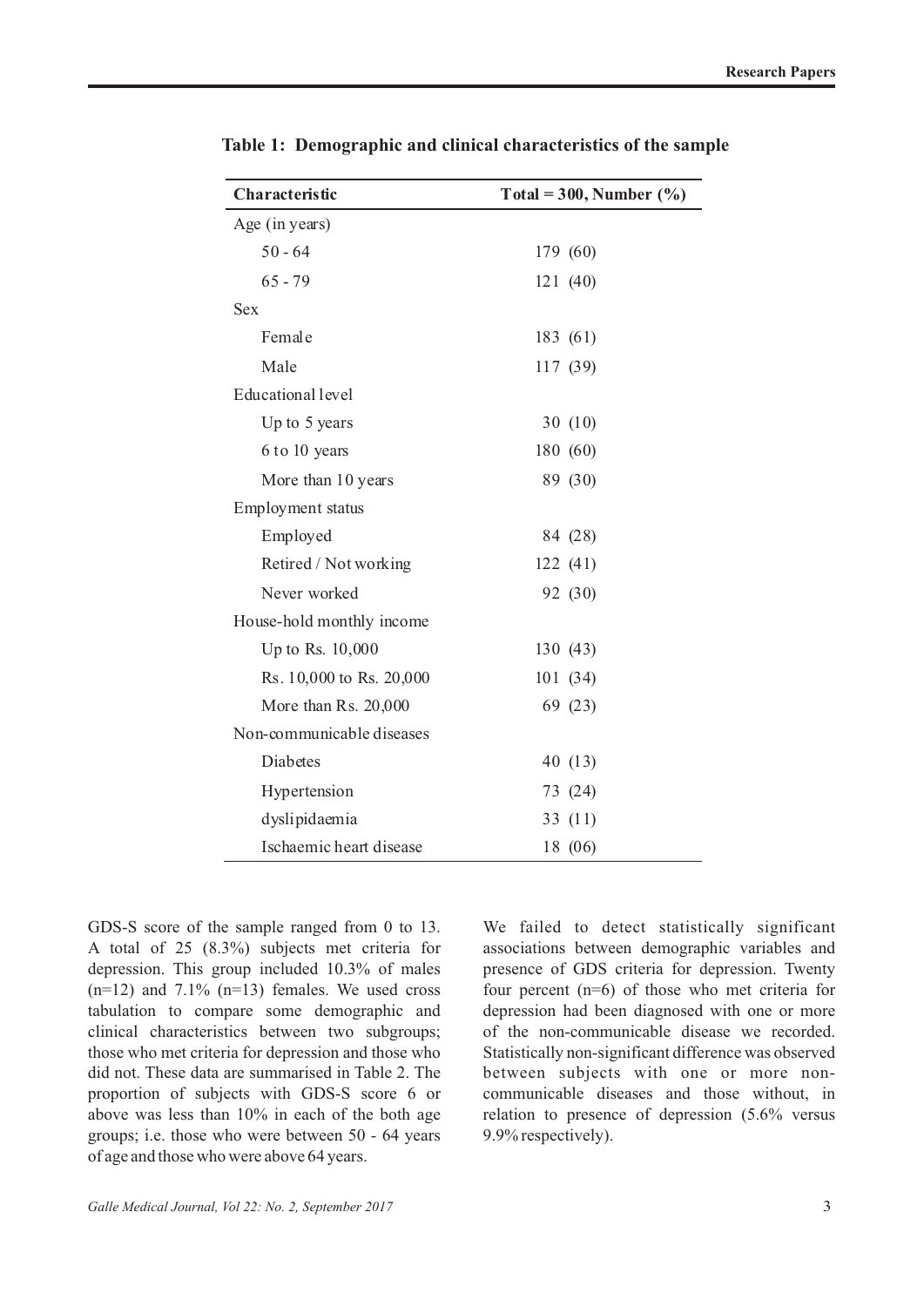**Table 1: Demographic and clinical characteristics of the sample**

| Characteristic | Total = 300, Number (%) |
|---|---|
| Age (in years) | |
| 50 - 64 | 179 (60) |
| 65 - 79 | 121 (40) |
| Sex | |
| Female | 183 (61) |
| Male | 117 (39) |
| Educational level | |
| Up to 5 years | 30 (10) |
| 6 to 10 years | 180 (60) |
| More than 10 years | 89 (30) |
| Employment status | |
| Employed | 84 (28) |
| Retired / Not working | 122 (41) |
| Never worked | 92 (30) |
| House-hold monthly income | |
| Up to Rs. 10,000 | 130 (43) |
| Rs. 10,000 to Rs. 20,000 | 101 (34) |
| More than Rs. 20,000 | 69 (23) |
| Non-communicable diseases | |
| Diabetes | 40 (13) |
| Hypertension | 73 (24) |
| dyslipidaemia | 33 (11) |
| Ischaemic heart disease | 18 (06) |

GDS-S score of the sample ranged from 0 to 13. A total of 25 (8.3%) subjects met criteria for depression. This group included 10.3% of males (n=12) and 7.1% (n=13) females. We used cross tabulation to compare some demographic and clinical characteristics between two subgroups; those who met criteria for depression and those who did not. These data are summarised in Table 2. The proportion of subjects with GDS-S score 6 or above was less than 10% in each of the both age groups; i.e. those who were between 50 - 64 years of age and those who were above 64 years.

We failed to detect statistically significant associations between demographic variables and presence of GDS criteria for depression. Twenty four percent (n=6) of those who met criteria for depression had been diagnosed with one or more of the non-communicable disease we recorded. Statistically non-significant difference was observed between subjects with one or more non-communicable diseases and those without, in relation to presence of depression (5.6% versus 9.9% respectively).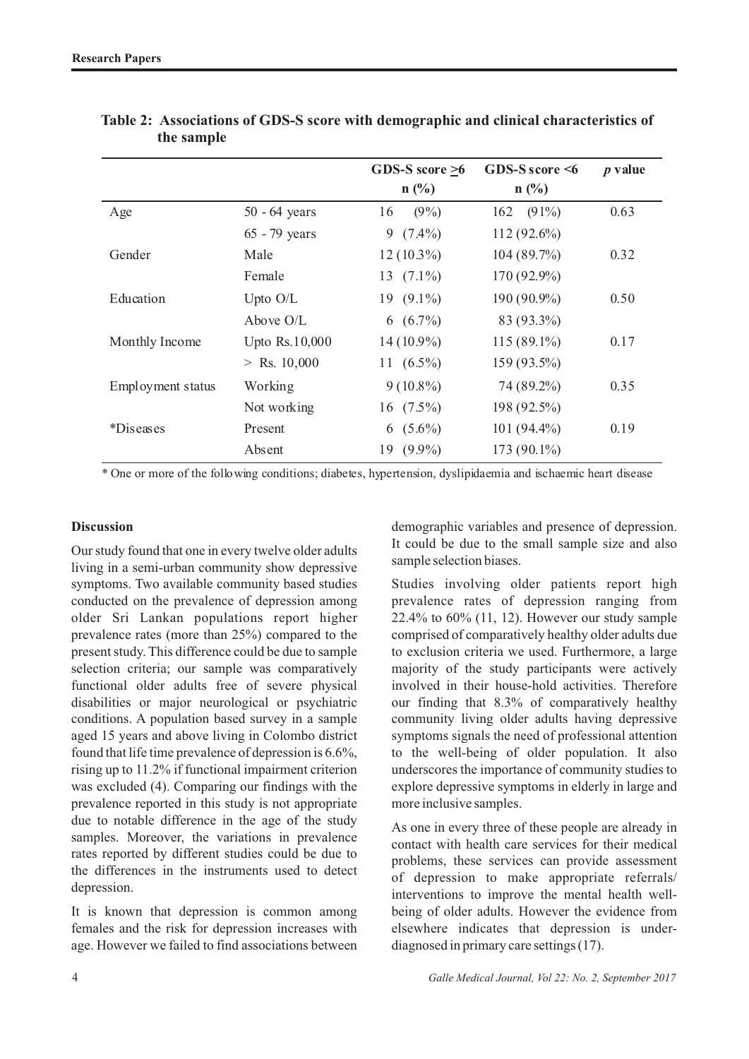**Table 2: Associations of GDS-S score with demographic and clinical characteristics of the sample**

| | | GDS-S score ≥6 n (%) | GDS-S score <6 n (%) | *p* value |
|---|---|---|---|---|
| Age | 50 - 64 years | 16 (9%) | 162 (91%) | 0.63 |
| | 65 - 79 years | 9 (7.4%) | 112 (92.6%) | |
| Gender | Male | 12 (10.3%) | 104 (89.7%) | 0.32 |
| | Female | 13 (7.1%) | 170 (92.9%) | |
| Education | Upto O/L | 19 (9.1%) | 190 (90.9%) | 0.50 |
| | Above O/L | 6 (6.7%) | 83 (93.3%) | |
| Monthly Income | Upto Rs.10,000 | 14 (10.9%) | 115 (89.1%) | 0.17 |
| | > Rs. 10,000 | 11 (6.5%) | 159 (93.5%) | |
| Employment status | Working | 9 (10.8%) | 74 (89.2%) | 0.35 |
| | Not working | 16 (7.5%) | 198 (92.5%) | |
| *Diseases | Present | 6 (5.6%) | 101 (94.4%) | 0.19 |
| | Absent | 19 (9.9%) | 173 (90.1%) | |

* One or more of the following conditions; diabetes, hypertension, dyslipidaemia and ischaemic heart disease

**Discussion**

Our study found that one in every twelve older adults living in a semi-urban community show depressive symptoms. Two available community based studies conducted on the prevalence of depression among older Sri Lankan populations report higher prevalence rates (more than 25%) compared to the present study. This difference could be due to sample selection criteria; our sample was comparatively functional older adults free of severe physical disabilities or major neurological or psychiatric conditions. A population based survey in a sample aged 15 years and above living in Colombo district found that life time prevalence of depression is 6.6%, rising up to 11.2% if functional impairment criterion was excluded (4). Comparing our findings with the prevalence reported in this study is not appropriate due to notable difference in the age of the study samples. Moreover, the variations in prevalence rates reported by different studies could be due to the differences in the instruments used to detect depression.

It is known that depression is common among females and the risk for depression increases with age. However we failed to find associations between demographic variables and presence of depression. It could be due to the small sample size and also sample selection biases.

Studies involving older patients report high prevalence rates of depression ranging from 22.4% to 60% (11, 12). However our study sample comprised of comparatively healthy older adults due to exclusion criteria we used. Furthermore, a large majority of the study participants were actively involved in their house-hold activities. Therefore our finding that 8.3% of comparatively healthy community living older adults having depressive symptoms signals the need of professional attention to the well-being of older population. It also underscores the importance of community studies to explore depressive symptoms in elderly in large and more inclusive samples.

As one in every three of these people are already in contact with health care services for their medical problems, these services can provide assessment of depression to make appropriate referrals/ interventions to improve the mental health well-being of older adults. However the evidence from elsewhere indicates that depression is under-diagnosed in primary care settings (17).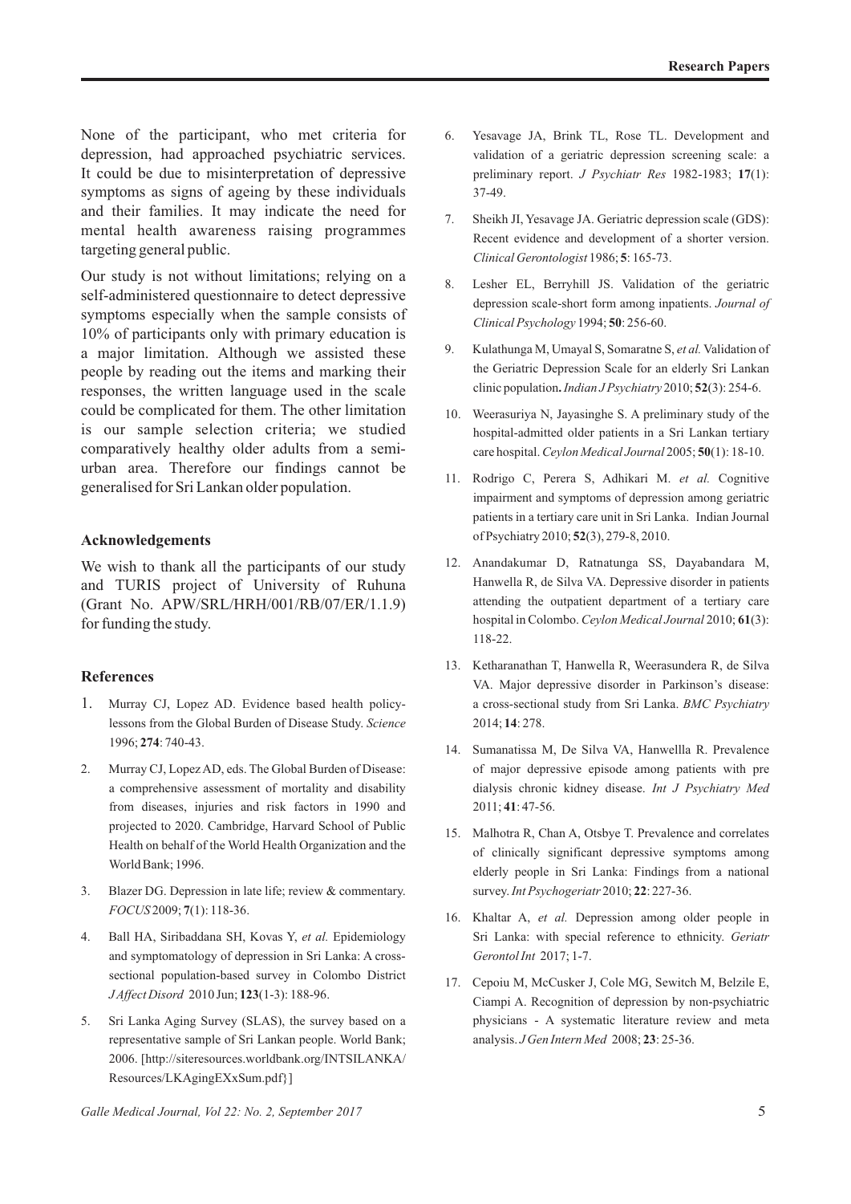None of the participant, who met criteria for depression, had approached psychiatric services. It could be due to misinterpretation of depressive symptoms as signs of ageing by these individuals and their families. It may indicate the need for mental health awareness raising programmes targeting general public.

Our study is not without limitations; relying on a self-administered questionnaire to detect depressive symptoms especially when the sample consists of 10% of participants only with primary education is a major limitation. Although we assisted these people by reading out the items and marking their responses, the written language used in the scale could be complicated for them. The other limitation is our sample selection criteria; we studied comparatively healthy older adults from a semi-urban area. Therefore our findings cannot be generalised for Sri Lankan older population.

### Acknowledgements

We wish to thank all the participants of our study and TURIS project of University of Ruhuna (Grant No. APW/SRL/HRH/001/RB/07/ER/1.1.9) for funding the study.

### References

1. Murray CJ, Lopez AD. Evidence based health policy-lessons from the Global Burden of Disease Study. *Science* 1996; **274**: 740-43.
2. Murray CJ, Lopez AD, eds. The Global Burden of Disease: a comprehensive assessment of mortality and disability from diseases, injuries and risk factors in 1990 and projected to 2020. Cambridge, Harvard School of Public Health on behalf of the World Health Organization and the World Bank; 1996.
3. Blazer DG. Depression in late life; review & commentary. *FOCUS* 2009; **7**(1): 118-36.
4. Ball HA, Siribaddana SH, Kovas Y, *et al.* Epidemiology and symptomatology of depression in Sri Lanka: A cross-sectional population-based survey in Colombo District *J Affect Disord* 2010 Jun; **123**(1-3): 188-96.
5. Sri Lanka Aging Survey (SLAS), the survey based on a representative sample of Sri Lankan people. World Bank; 2006. [http://siteresources.worldbank.org/INTSILANKA/Resources/LKAgingEXxSum.pdf}]
6. Yesavage JA, Brink TL, Rose TL. Development and validation of a geriatric depression screening scale: a preliminary report. *J Psychiatr Res* 1982-1983; **17**(1): 37-49.
7. Sheikh JI, Yesavage JA. Geriatric depression scale (GDS): Recent evidence and development of a shorter version. *Clinical Gerontologist* 1986; **5**: 165-73.
8. Lesher EL, Berryhill JS. Validation of the geriatric depression scale-short form among inpatients. *Journal of Clinical Psychology* 1994; **50**: 256-60.
9. Kulathunga M, Umayal S, Somaratne S, *et al.* Validation of the Geriatric Depression Scale for an elderly Sri Lankan clinic population**.** *Indian J Psychiatry* 2010; **52**(3): 254-6.
10. Weerasuriya N, Jayasinghe S. A preliminary study of the hospital-admitted older patients in a Sri Lankan tertiary care hospital. *Ceylon Medical Journal* 2005; **50**(1): 18-10.
11. Rodrigo C, Perera S, Adhikari M. *et al.* Cognitive impairment and symptoms of depression among geriatric patients in a tertiary care unit in Sri Lanka. Indian Journal of Psychiatry 2010; **52**(3), 279-8, 2010.
12. Anandakumar D, Ratnatunga SS, Dayabandara M, Hanwella R, de Silva VA. Depressive disorder in patients attending the outpatient department of a tertiary care hospital in Colombo. *Ceylon Medical Journal* 2010; **61**(3): 118-22.
13. Ketharanathan T, Hanwella R, Weerasundera R, de Silva VA. Major depressive disorder in Parkinson's disease: a cross-sectional study from Sri Lanka. *BMC Psychiatry* 2014; **14**: 278.
14. Sumanatissa M, De Silva VA, Hanwellla R. Prevalence of major depressive episode among patients with pre dialysis chronic kidney disease. *Int J Psychiatry Med* 2011; **41**: 47-56.
15. Malhotra R, Chan A, Otsbye T. Prevalence and correlates of clinically significant depressive symptoms among elderly people in Sri Lanka: Findings from a national survey. *Int Psychogeriatr* 2010; **22**: 227-36.
16. Khaltar A, *et al.* Depression among older people in Sri Lanka: with special reference to ethnicity. *Geriatr Gerontol Int* 2017; 1-7.
17. Cepoiu M, McCusker J, Cole MG, Sewitch M, Belzile E, Ciampi A. Recognition of depression by non-psychiatric physicians - A systematic literature review and meta analysis. *J Gen Intern Med* 2008; **23**: 25-36.